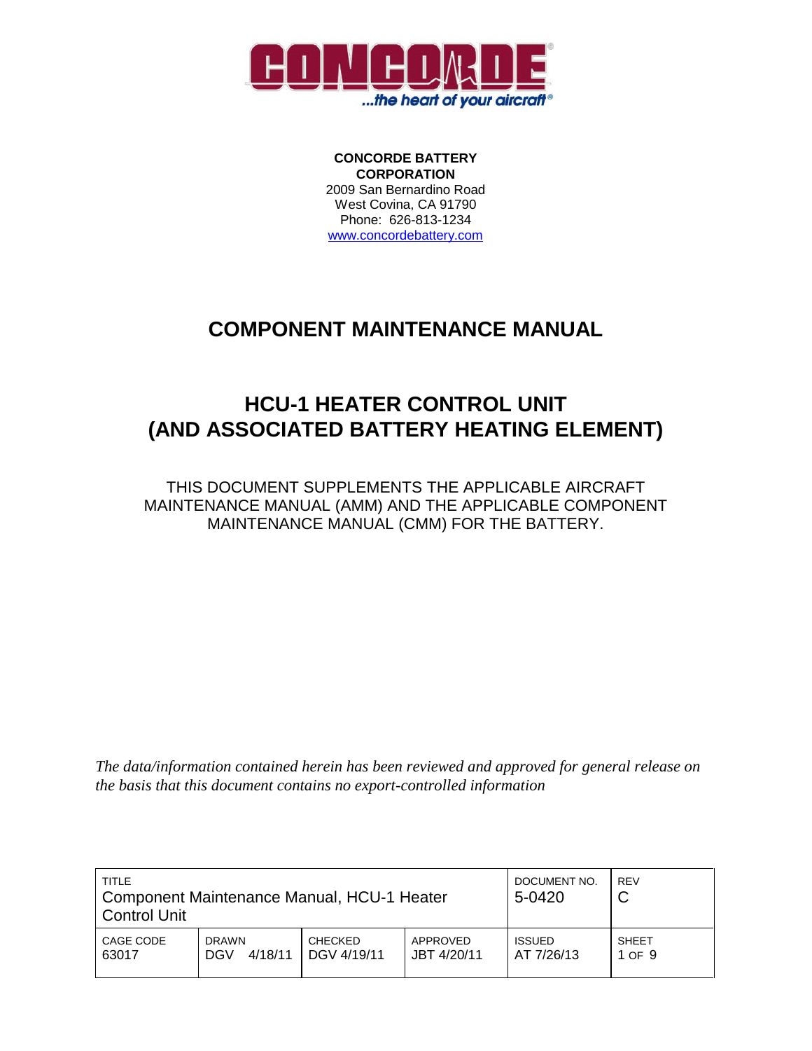**CONCORDE BATTERY CORPORATION**
2009 San Bernardino Road
West Covina, CA 91790
Phone: 626-813-1234
www.concordebattery.com

# COMPONENT MAINTENANCE MANUAL

## HCU-1 HEATER CONTROL UNIT (AND ASSOCIATED BATTERY HEATING ELEMENT)

THIS DOCUMENT SUPPLEMENTS THE APPLICABLE AIRCRAFT MAINTENANCE MANUAL (AMM) AND THE APPLICABLE COMPONENT MAINTENANCE MANUAL (CMM) FOR THE BATTERY.

*The data/information contained herein has been reviewed and approved for general release on the basis that this document contains no export-controlled information*

| TITLE<br>Component Maintenance Manual, HCU-1 Heater Control Unit | | | | DOCUMENT NO.<br>5-0420 | REV<br>C |
|---|---|---|---|---|---|
| CAGE CODE<br>63017 | DRAWN<br>DGV 4/18/11 | CHECKED<br>DGV 4/19/11 | APPROVED<br>JBT 4/20/11 | ISSUED<br>AT 7/26/13 | SHEET<br>1 OF 9 |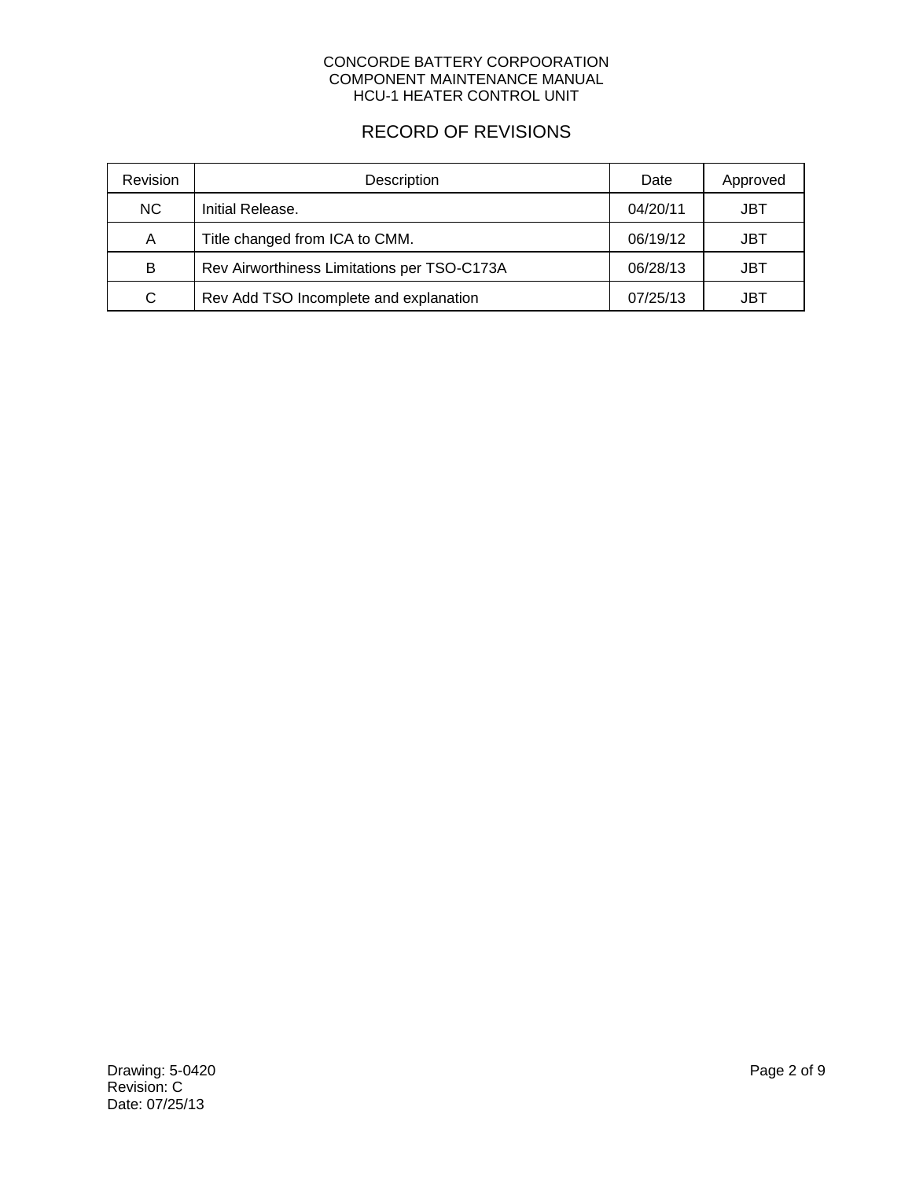# RECORD OF REVISIONS

| Revision | Description | Date | Approved |
|---|---|---|---|
| NC | Initial Release. | 04/20/11 | JBT |
| A | Title changed from ICA to CMM. | 06/19/12 | JBT |
| B | Rev Airworthiness Limitations per TSO-C173A | 06/28/13 | JBT |
| C | Rev Add TSO Incomplete and explanation | 07/25/13 | JBT |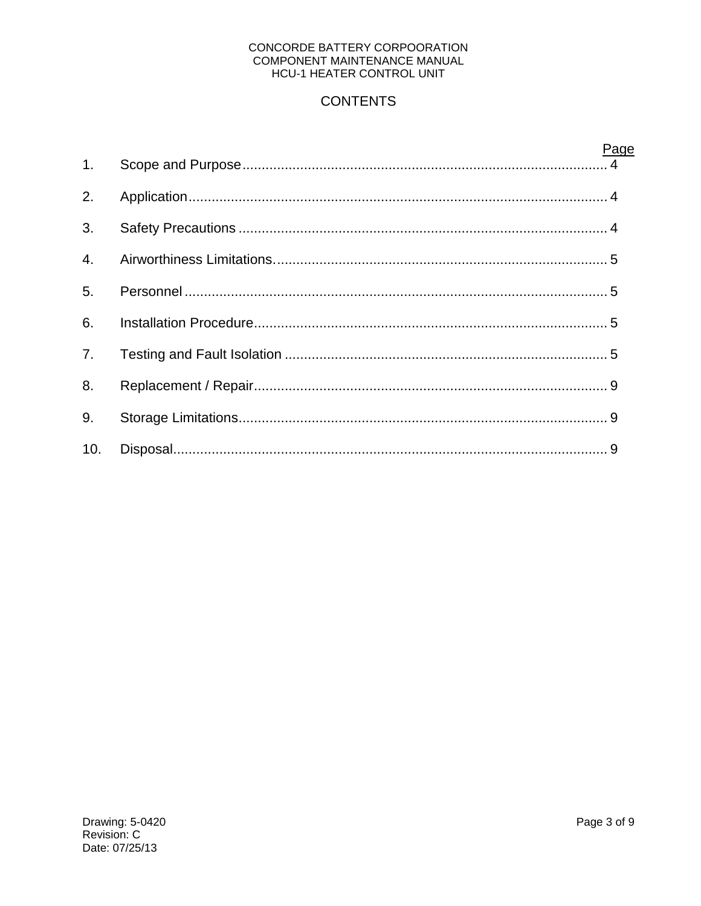# CONTENTS

| | | Page |
|---|---|---|
| 1. | Scope and Purpose | 4 |
| 2. | Application | 4 |
| 3. | Safety Precautions | 4 |
| 4. | Airworthiness Limitations. | 5 |
| 5. | Personnel | 5 |
| 6. | Installation Procedure | 5 |
| 7. | Testing and Fault Isolation | 5 |
| 8. | Replacement / Repair | 9 |
| 9. | Storage Limitations | 9 |
| 10. | Disposal | 9 |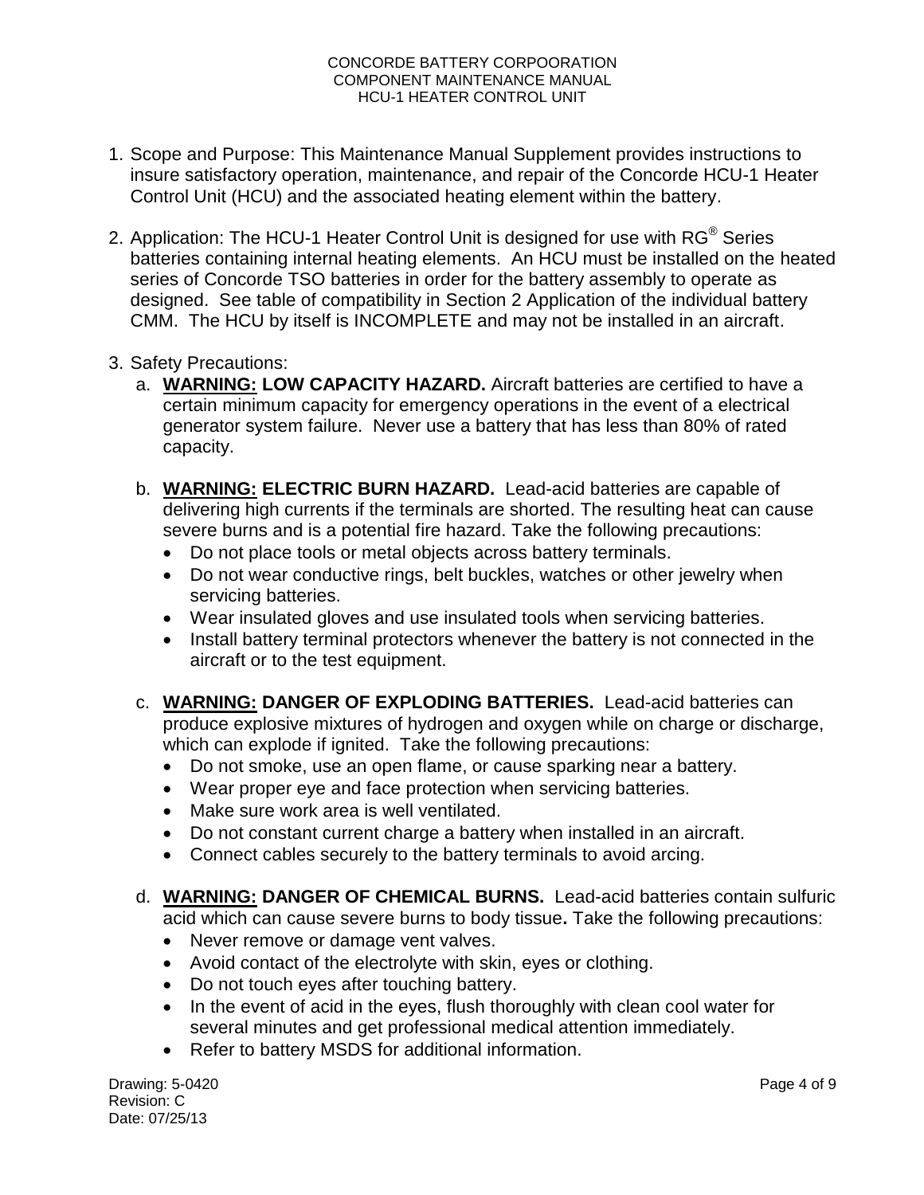1. Scope and Purpose: This Maintenance Manual Supplement provides instructions to insure satisfactory operation, maintenance, and repair of the Concorde HCU-1 Heater Control Unit (HCU) and the associated heating element within the battery.

2. Application: The HCU-1 Heater Control Unit is designed for use with RG® Series batteries containing internal heating elements. An HCU must be installed on the heated series of Concorde TSO batteries in order for the battery assembly to operate as designed. See table of compatibility in Section 2 Application of the individual battery CMM. The HCU by itself is INCOMPLETE and may not be installed in an aircraft.

3. Safety Precautions:
   a. **<u>WARNING:</u> LOW CAPACITY HAZARD.** Aircraft batteries are certified to have a certain minimum capacity for emergency operations in the event of a electrical generator system failure. Never use a battery that has less than 80% of rated capacity.

   b. **<u>WARNING:</u> ELECTRIC BURN HAZARD.** Lead-acid batteries are capable of delivering high currents if the terminals are shorted. The resulting heat can cause severe burns and is a potential fire hazard. Take the following precautions:
      - Do not place tools or metal objects across battery terminals.
      - Do not wear conductive rings, belt buckles, watches or other jewelry when servicing batteries.
      - Wear insulated gloves and use insulated tools when servicing batteries.
      - Install battery terminal protectors whenever the battery is not connected in the aircraft or to the test equipment.

   c. **<u>WARNING:</u> DANGER OF EXPLODING BATTERIES.** Lead-acid batteries can produce explosive mixtures of hydrogen and oxygen while on charge or discharge, which can explode if ignited. Take the following precautions:
      - Do not smoke, use an open flame, or cause sparking near a battery.
      - Wear proper eye and face protection when servicing batteries.
      - Make sure work area is well ventilated.
      - Do not constant current charge a battery when installed in an aircraft.
      - Connect cables securely to the battery terminals to avoid arcing.

   d. **<u>WARNING:</u> DANGER OF CHEMICAL BURNS.** Lead-acid batteries contain sulfuric acid which can cause severe burns to body tissue**.** Take the following precautions:
      - Never remove or damage vent valves.
      - Avoid contact of the electrolyte with skin, eyes or clothing.
      - Do not touch eyes after touching battery.
      - In the event of acid in the eyes, flush thoroughly with clean cool water for several minutes and get professional medical attention immediately.
      - Refer to battery MSDS for additional information.

Drawing: 5-0420
Revision: C
Date: 07/25/13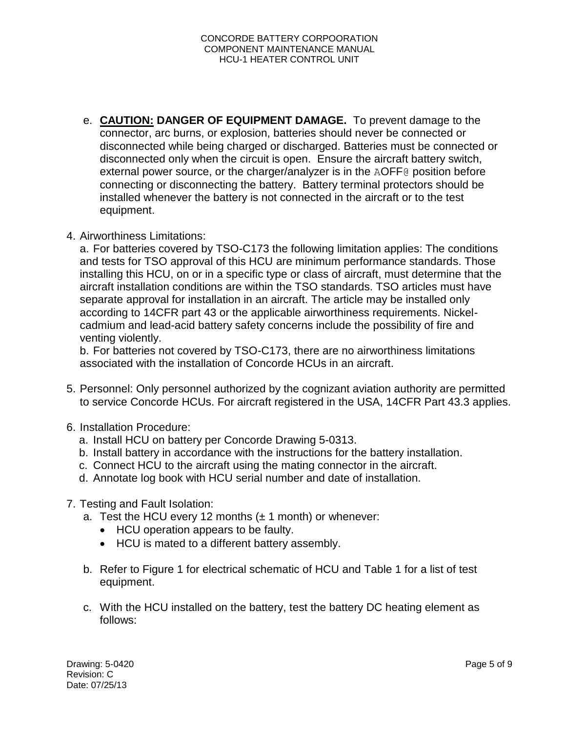e. **<u>CAUTION:</u> DANGER OF EQUIPMENT DAMAGE.** To prevent damage to the connector, arc burns, or explosion, batteries should never be connected or disconnected while being charged or discharged. Batteries must be connected or disconnected only when the circuit is open. Ensure the aircraft battery switch, external power source, or the charger/analyzer is in the AOFF@ position before connecting or disconnecting the battery. Battery terminal protectors should be installed whenever the battery is not connected in the aircraft or to the test equipment.

4. Airworthiness Limitations:

   a. For batteries covered by TSO-C173 the following limitation applies: The conditions and tests for TSO approval of this HCU are minimum performance standards. Those installing this HCU, on or in a specific type or class of aircraft, must determine that the aircraft installation conditions are within the TSO standards. TSO articles must have separate approval for installation in an aircraft. The article may be installed only according to 14CFR part 43 or the applicable airworthiness requirements. Nickel-cadmium and lead-acid battery safety concerns include the possibility of fire and venting violently.

   b. For batteries not covered by TSO-C173, there are no airworthiness limitations associated with the installation of Concorde HCUs in an aircraft.

5. Personnel: Only personnel authorized by the cognizant aviation authority are permitted to service Concorde HCUs. For aircraft registered in the USA, 14CFR Part 43.3 applies.

6. Installation Procedure:
   a. Install HCU on battery per Concorde Drawing 5-0313.
   b. Install battery in accordance with the instructions for the battery installation.
   c. Connect HCU to the aircraft using the mating connector in the aircraft.
   d. Annotate log book with HCU serial number and date of installation.

7. Testing and Fault Isolation:
   a. Test the HCU every 12 months (± 1 month) or whenever:
      - HCU operation appears to be faulty.
      - HCU is mated to a different battery assembly.

   b. Refer to Figure 1 for electrical schematic of HCU and Table 1 for a list of test equipment.

   c. With the HCU installed on the battery, test the battery DC heating element as follows: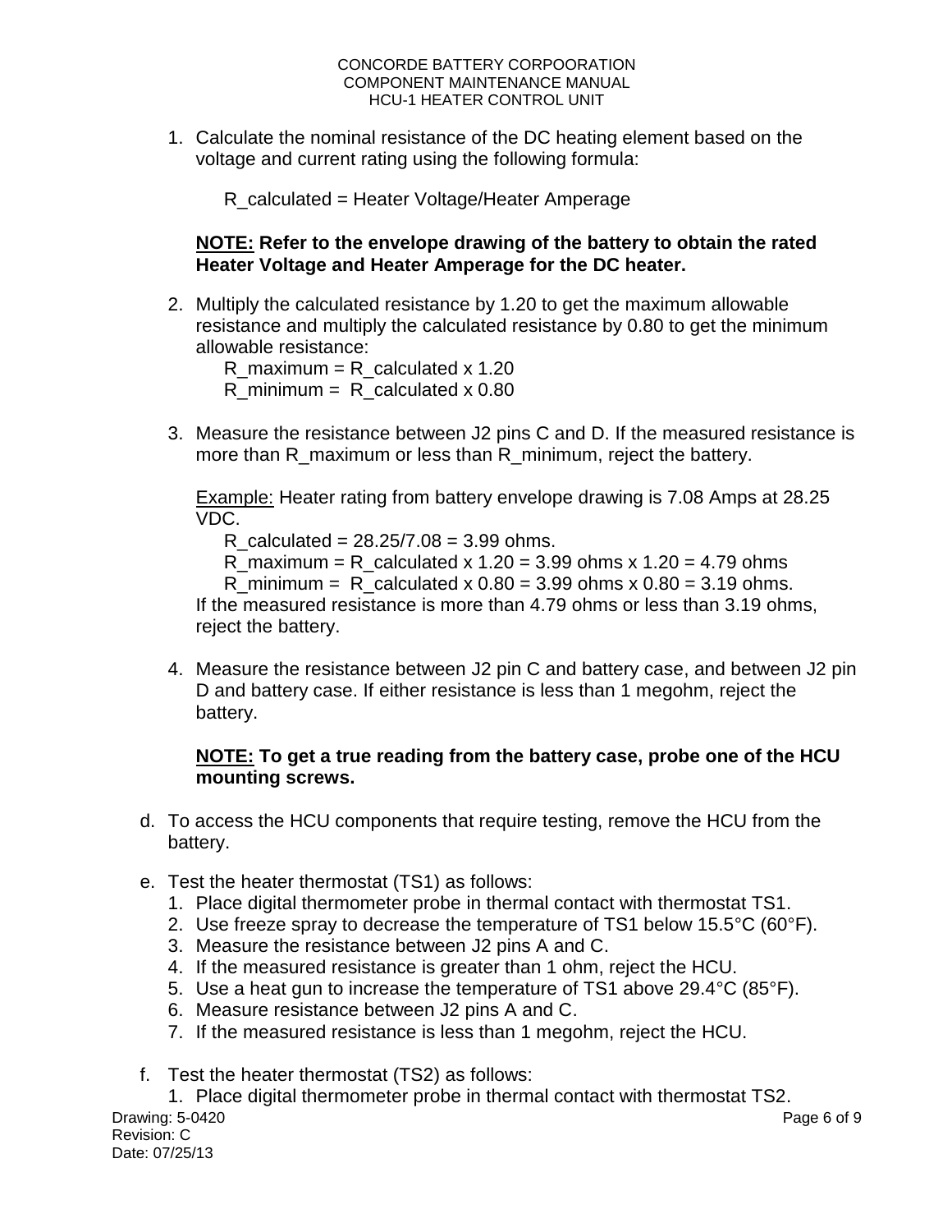1. Calculate the nominal resistance of the DC heating element based on the voltage and current rating using the following formula:

   R_calculated = Heater Voltage/Heater Amperage

   **NOTE: Refer to the envelope drawing of the battery to obtain the rated Heater Voltage and Heater Amperage for the DC heater.**

2. Multiply the calculated resistance by 1.20 to get the maximum allowable resistance and multiply the calculated resistance by 0.80 to get the minimum allowable resistance:

   R_maximum = R_calculated x 1.20
   R_minimum = R_calculated x 0.80

3. Measure the resistance between J2 pins C and D. If the measured resistance is more than R_maximum or less than R_minimum, reject the battery.

   Example: Heater rating from battery envelope drawing is 7.08 Amps at 28.25 VDC.

   R_calculated = 28.25/7.08 = 3.99 ohms.
   R_maximum = R_calculated x 1.20 = 3.99 ohms x 1.20 = 4.79 ohms
   R_minimum = R_calculated x 0.80 = 3.99 ohms x 0.80 = 3.19 ohms.

   If the measured resistance is more than 4.79 ohms or less than 3.19 ohms, reject the battery.

4. Measure the resistance between J2 pin C and battery case, and between J2 pin D and battery case. If either resistance is less than 1 megohm, reject the battery.

   **NOTE: To get a true reading from the battery case, probe one of the HCU mounting screws.**

d. To access the HCU components that require testing, remove the HCU from the battery.

e. Test the heater thermostat (TS1) as follows:
   1. Place digital thermometer probe in thermal contact with thermostat TS1.
   2. Use freeze spray to decrease the temperature of TS1 below 15.5°C (60°F).
   3. Measure the resistance between J2 pins A and C.
   4. If the measured resistance is greater than 1 ohm, reject the HCU.
   5. Use a heat gun to increase the temperature of TS1 above 29.4°C (85°F).
   6. Measure resistance between J2 pins A and C.
   7. If the measured resistance is less than 1 megohm, reject the HCU.

f. Test the heater thermostat (TS2) as follows:
   1. Place digital thermometer probe in thermal contact with thermostat TS2.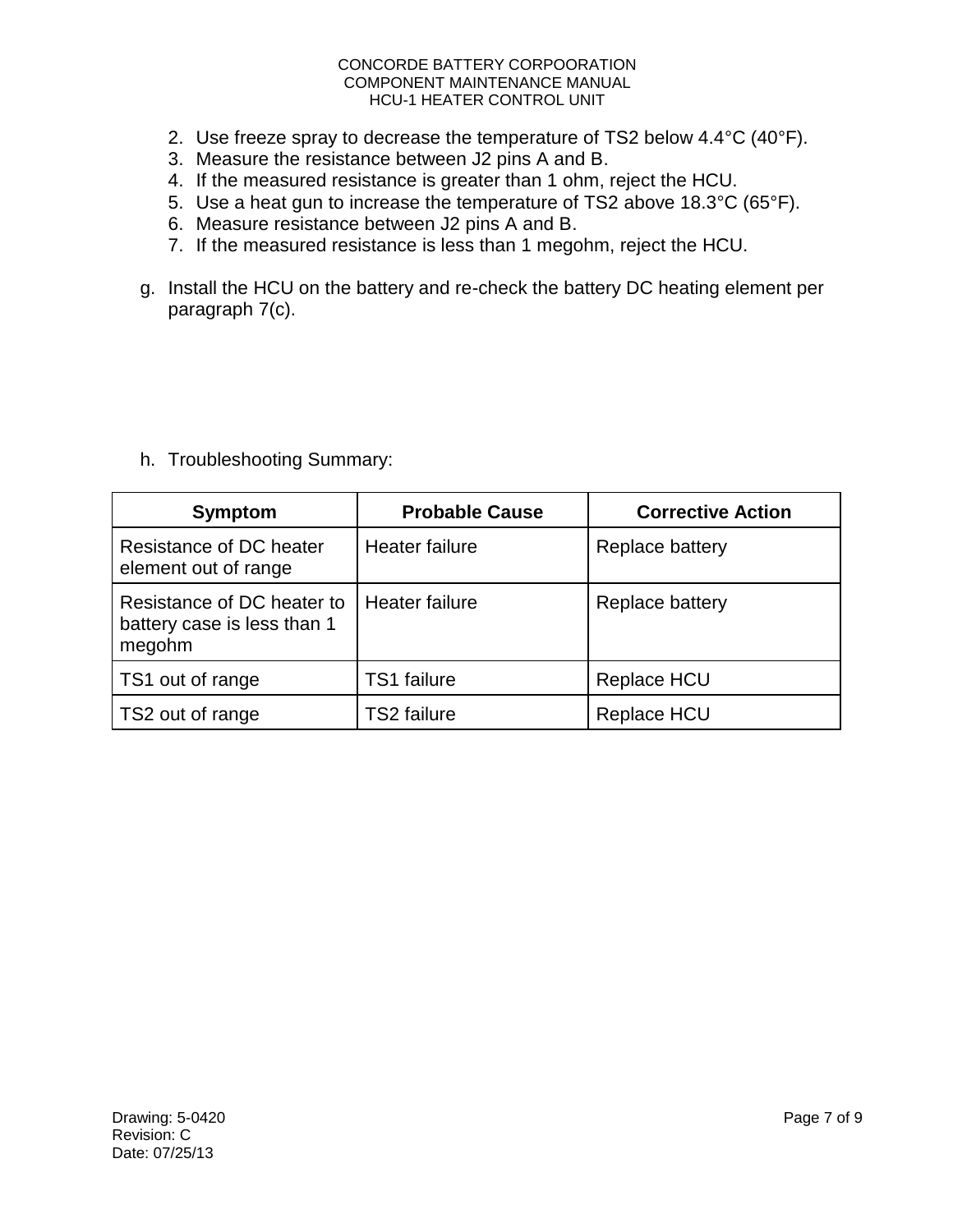2. Use freeze spray to decrease the temperature of TS2 below 4.4°C (40°F).
3. Measure the resistance between J2 pins A and B.
4. If the measured resistance is greater than 1 ohm, reject the HCU.
5. Use a heat gun to increase the temperature of TS2 above 18.3°C (65°F).
6. Measure resistance between J2 pins A and B.
7. If the measured resistance is less than 1 megohm, reject the HCU.

g. Install the HCU on the battery and re-check the battery DC heating element per paragraph 7(c).

h. Troubleshooting Summary:

| Symptom | Probable Cause | Corrective Action |
| --- | --- | --- |
| Resistance of DC heater element out of range | Heater failure | Replace battery |
| Resistance of DC heater to battery case is less than 1 megohm | Heater failure | Replace battery |
| TS1 out of range | TS1 failure | Replace HCU |
| TS2 out of range | TS2 failure | Replace HCU |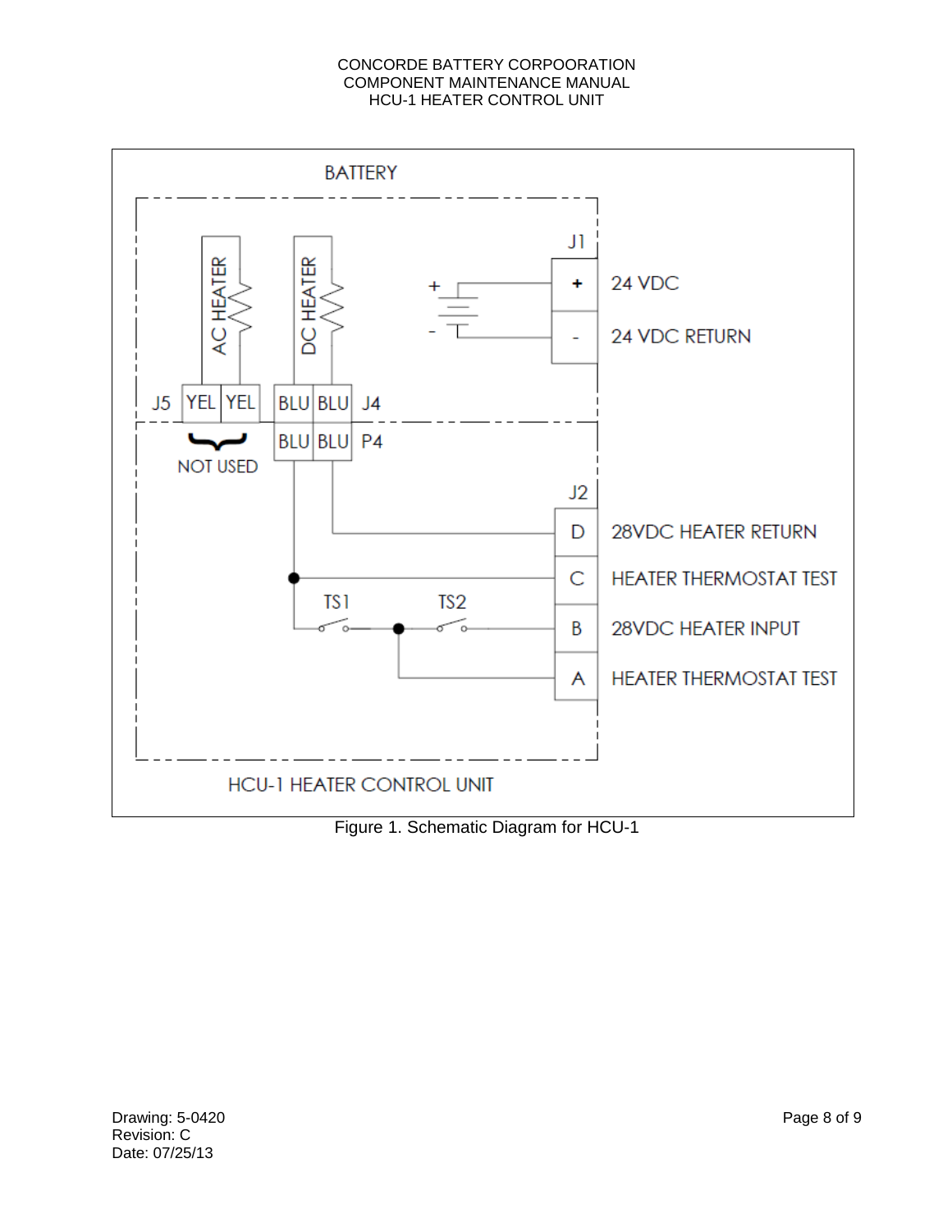Figure 1. Schematic Diagram for HCU-1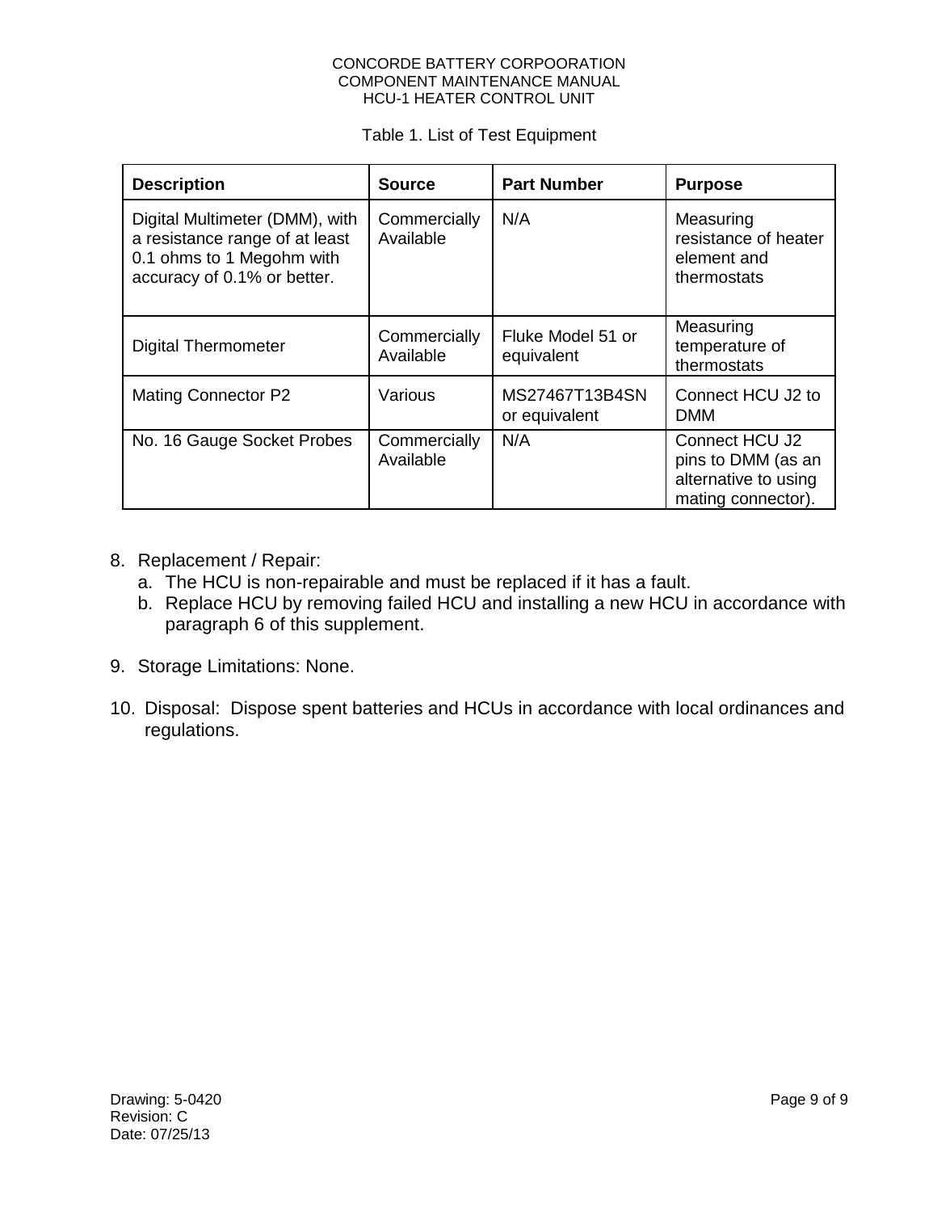Table 1. List of Test Equipment

| Description | Source | Part Number | Purpose |
|---|---|---|---|
| Digital Multimeter (DMM), with a resistance range of at least 0.1 ohms to 1 Megohm with accuracy of 0.1% or better. | Commercially Available | N/A | Measuring resistance of heater element and thermostats |
| Digital Thermometer | Commercially Available | Fluke Model 51 or equivalent | Measuring temperature of thermostats |
| Mating Connector P2 | Various | MS27467T13B4SN or equivalent | Connect HCU J2 to DMM |
| No. 16 Gauge Socket Probes | Commercially Available | N/A | Connect HCU J2 pins to DMM (as an alternative to using mating connector). |

8. Replacement / Repair:
   a. The HCU is non-repairable and must be replaced if it has a fault.
   b. Replace HCU by removing failed HCU and installing a new HCU in accordance with paragraph 6 of this supplement.

9. Storage Limitations: None.

10. Disposal: Dispose spent batteries and HCUs in accordance with local ordinances and regulations.

Drawing: 5-0420
Revision: C
Date: 07/25/13